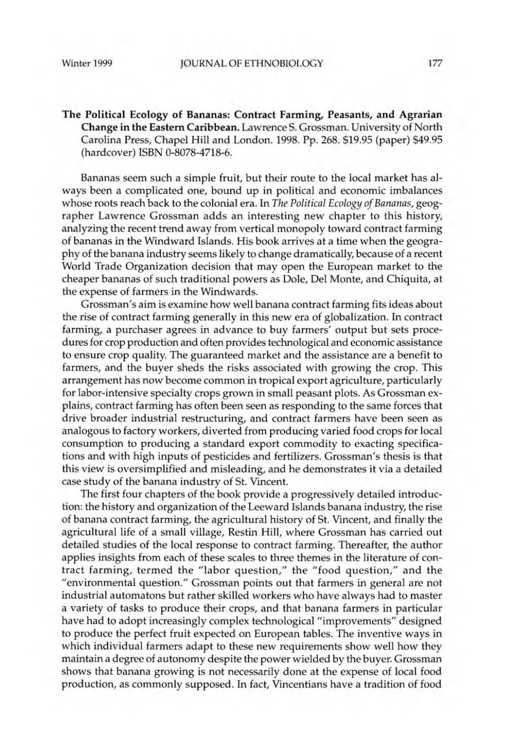**The Political Ecology of Bananas: Contract Farming, Peasants, and Agrarian Change in the Eastern Caribbean.** Lawrence S. Grossman. University of North Carolina Press, Chapel Hill and London. 1998. Pp. 268. $19.95 (paper) $49.95 (hardcover) ISBN 0-8078-4718-6.

Bananas seem such a simple fruit, but their route to the local market has always been a complicated one, bound up in political and economic imbalances whose roots reach back to the colonial era. In *The Political Ecology of Bananas*, geographer Lawrence Grossman adds an interesting new chapter to this history, analyzing the recent trend away from vertical monopoly toward contract farming of bananas in the Windward Islands. His book arrives at a time when the geography of the banana industry seems likely to change dramatically, because of a recent World Trade Organization decision that may open the European market to the cheaper bananas of such traditional powers as Dole, Del Monte, and Chiquita, at the expense of farmers in the Windwards.

Grossman's aim is examine how well banana contract farming fits ideas about the rise of contract farming generally in this new era of globalization. In contract farming, a purchaser agrees in advance to buy farmers' output but sets procedures for crop production and often provides technological and economic assistance to ensure crop quality. The guaranteed market and the assistance are a benefit to farmers, and the buyer sheds the risks associated with growing the crop. This arrangement has now become common in tropical export agriculture, particularly for labor-intensive specialty crops grown in small peasant plots. As Grossman explains, contract farming has often been seen as responding to the same forces that drive broader industrial restructuring, and contract farmers have been seen as analogous to factory workers, diverted from producing varied food crops for local consumption to producing a standard export commodity to exacting specifications and with high inputs of pesticides and fertilizers. Grossman's thesis is that this view is oversimplified and misleading, and he demonstrates it via a detailed case study of the banana industry of St. Vincent.

The first four chapters of the book provide a progressively detailed introduction: the history and organization of the Leeward Islands banana industry, the rise of banana contract farming, the agricultural history of St. Vincent, and finally the agricultural life of a small village, Restin Hill, where Grossman has carried out detailed studies of the local response to contract farming. Thereafter, the author applies insights from each of these scales to three themes in the literature of contract farming, termed the "labor question," the "food question," and the "environmental question." Grossman points out that farmers in general are not industrial automatons but rather skilled workers who have always had to master a variety of tasks to produce their crops, and that banana farmers in particular have had to adopt increasingly complex technological "improvements" designed to produce the perfect fruit expected on European tables. The inventive ways in which individual farmers adapt to these new requirements show well how they maintain a degree of autonomy despite the power wielded by the buyer. Grossman shows that banana growing is not necessarily done at the expense of local food production, as commonly supposed. In fact, Vincentians have a tradition of food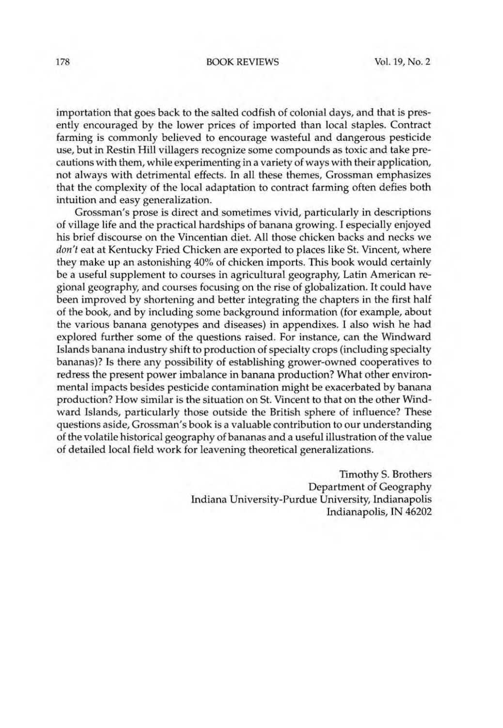importation that goes back to the salted codfish of colonial days, and that is presently encouraged by the lower prices of imported than local staples. Contract farming is commonly believed to encourage wasteful and dangerous pesticide use, but in Restin Hill villagers recognize some compounds as toxic and take precautions with them, while experimenting in a variety of ways with their application, not always with detrimental effects. In all these themes, Grossman emphasizes that the complexity of the local adaptation to contract farming often defies both intuition and easy generalization.

Grossman's prose is direct and sometimes vivid, particularly in descriptions of village life and the practical hardships of banana growing. I especially enjoyed his brief discourse on the Vincentian diet. All those chicken backs and necks we *don't* eat at Kentucky Fried Chicken are exported to places like St. Vincent, where they make up an astonishing 40% of chicken imports. This book would certainly be a useful supplement to courses in agricultural geography, Latin American regional geography, and courses focusing on the rise of globalization. It could have been improved by shortening and better integrating the chapters in the first half of the book, and by including some background information (for example, about the various banana genotypes and diseases) in appendixes. I also wish he had explored further some of the questions raised. For instance, can the Windward Islands banana industry shift to production of specialty crops (including specialty bananas)? Is there any possibility of establishing grower-owned cooperatives to redress the present power imbalance in banana production? What other environmental impacts besides pesticide contamination might be exacerbated by banana production? How similar is the situation on St. Vincent to that on the other Windward Islands, particularly those outside the British sphere of influence? These questions aside, Grossman's book is a valuable contribution to our understanding of the volatile historical geography of bananas and a useful illustration of the value of detailed local field work for leavening theoretical generalizations.

Timothy S. Brothers
Department of Geography
Indiana University-Purdue University, Indianapolis
Indianapolis, IN 46202